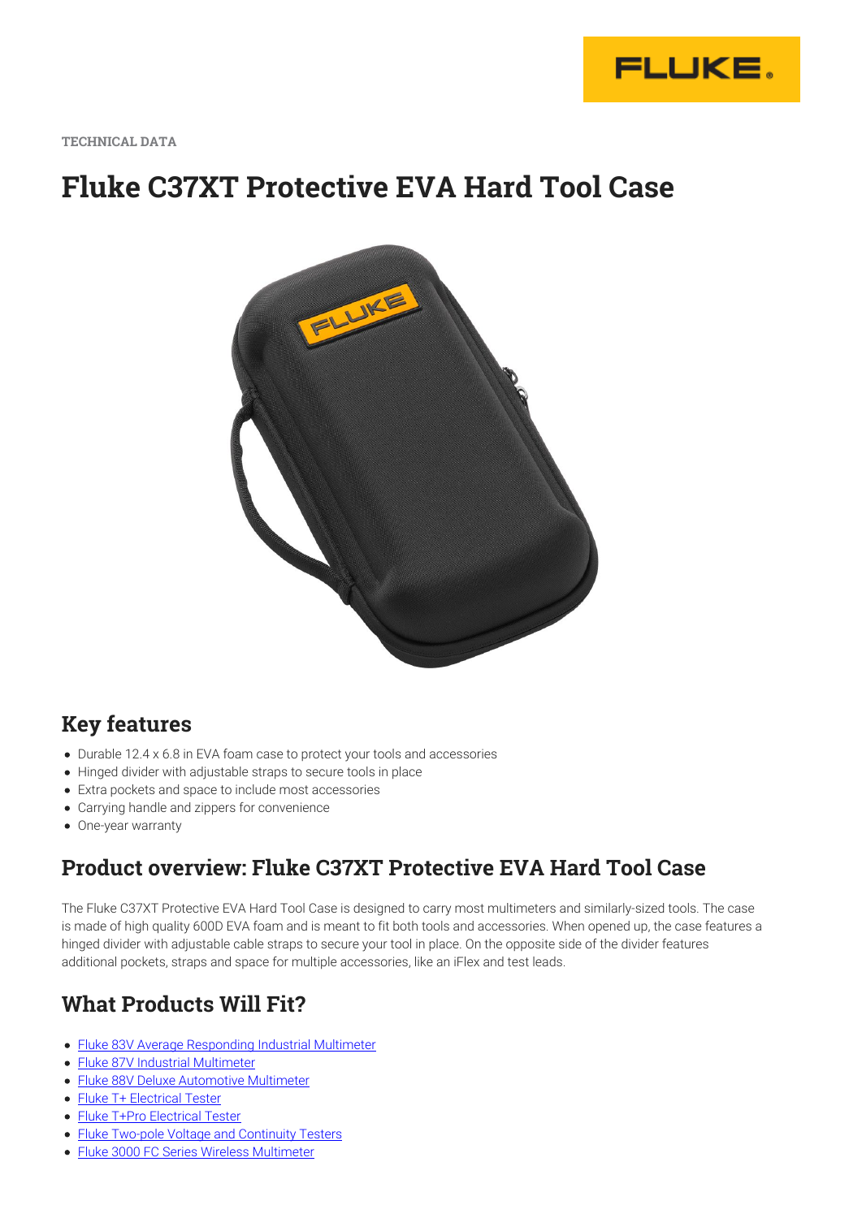TECHNICAL DATA

# Fluke C37XT Protective EVA Hard Tool Case

## Key features

- Durable 12.4 x 6.8 in EVA foam case to protect your tools and accessories
- Hinged divider with adjustable straps to secure tools in place
- Extra pockets and space to include most accessories
- Carrying handle and zippers for convenience
- One-year warranty

## Product overview: Fluke C37XT Protective EVA Hard Tool Case

The Fluke C37XT Protective EVA Hard Tool Case is designed to carry most multimeters and similarly-sized tools. The case is made of high quality 600D EVA foam and is meant to fit both tools and accessories. When opened up, the case features a hinged divider with adjustable cable straps to secure your tool in place. On the opposite side of the divider features additional pockets, straps and space for multiple accessories, like an iFlex and test leads.

## What Products Will Fit?

- Fluke 83V Average Responding Industrial Multimeter
- Fluke 87V Industrial Multimeter
- Fluke 88V Deluxe Automotive Multimeter
- Fluke T+ Electrical Tester
- Fluke T+Pro Electrical Tester
- Fluke Two-pole Voltage and Continuity Testers
- Fluke 3000 FC Series Wireless Multimeter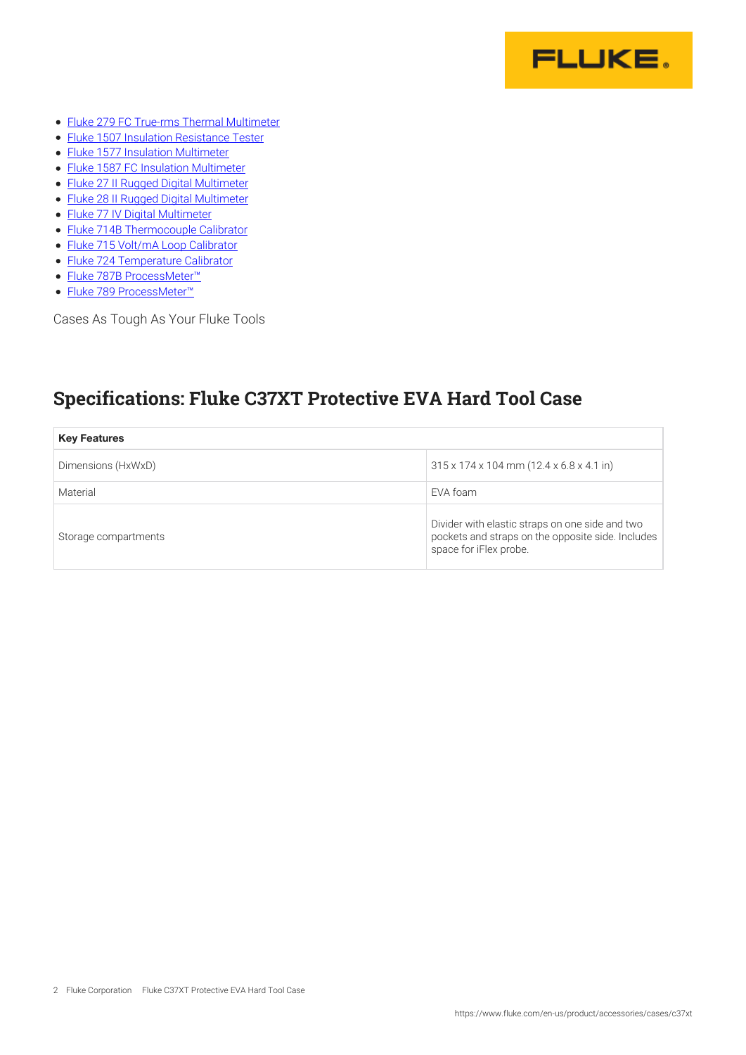- Fluke 279 FC True-rms Thermal Multimeter
- Fluke 1507 Insulation Resistance Tester
- Fluke 1577 Insulation Multimeter
- Fluke 1587 FC Insulation Multimeter
- Fluke 27 II Rugged Digital Multimeter
- Fluke 28 II Rugged Digital Multimeter
- Fluke 77 IV Digital Multimeter
- Fluke 714B Thermocouple Calibrator
- Fluke 715 Volt/mA Loop Calibrator
- Fluke 724 Temperature Calibrator
- Fluke 787B ProcessMeter™
- Fluke 789 ProcessMeter™

Cases As Tough As Your Fluke Tools

## Specifications: Fluke C37XT Protective EVA Hard Tool Case

| **Key Features** | |
|---|---|
| Dimensions (HxWxD) | 315 x 174 x 104 mm (12.4 x 6.8 x 4.1 in) |
| Material | EVA foam |
| Storage compartments | Divider with elastic straps on one side and two pockets and straps on the opposite side. Includes space for iFlex probe. |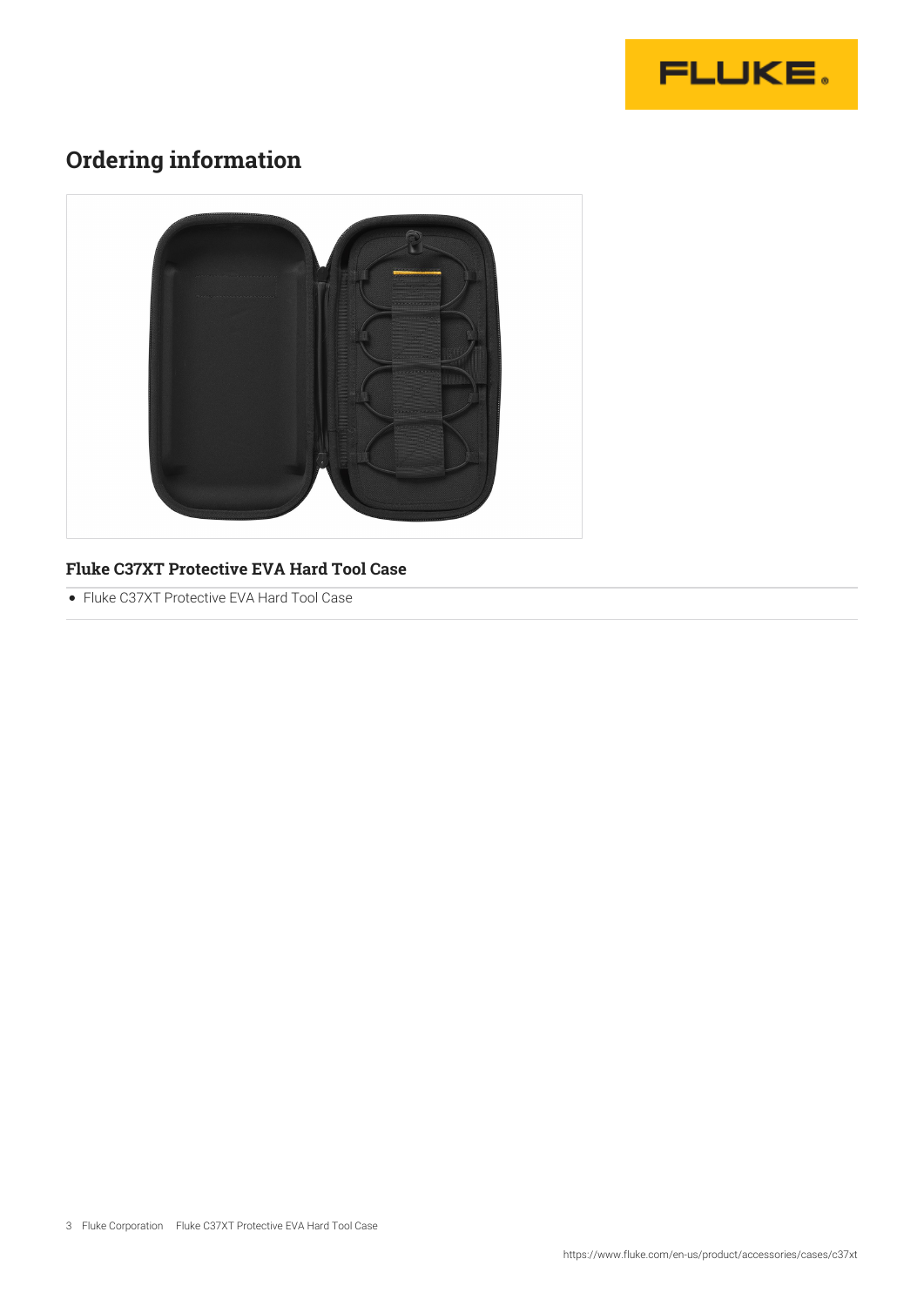## Ordering information

### Fluke C37XT Protective EVA Hard Tool Case

- Fluke C37XT Protective EVA Hard Tool Case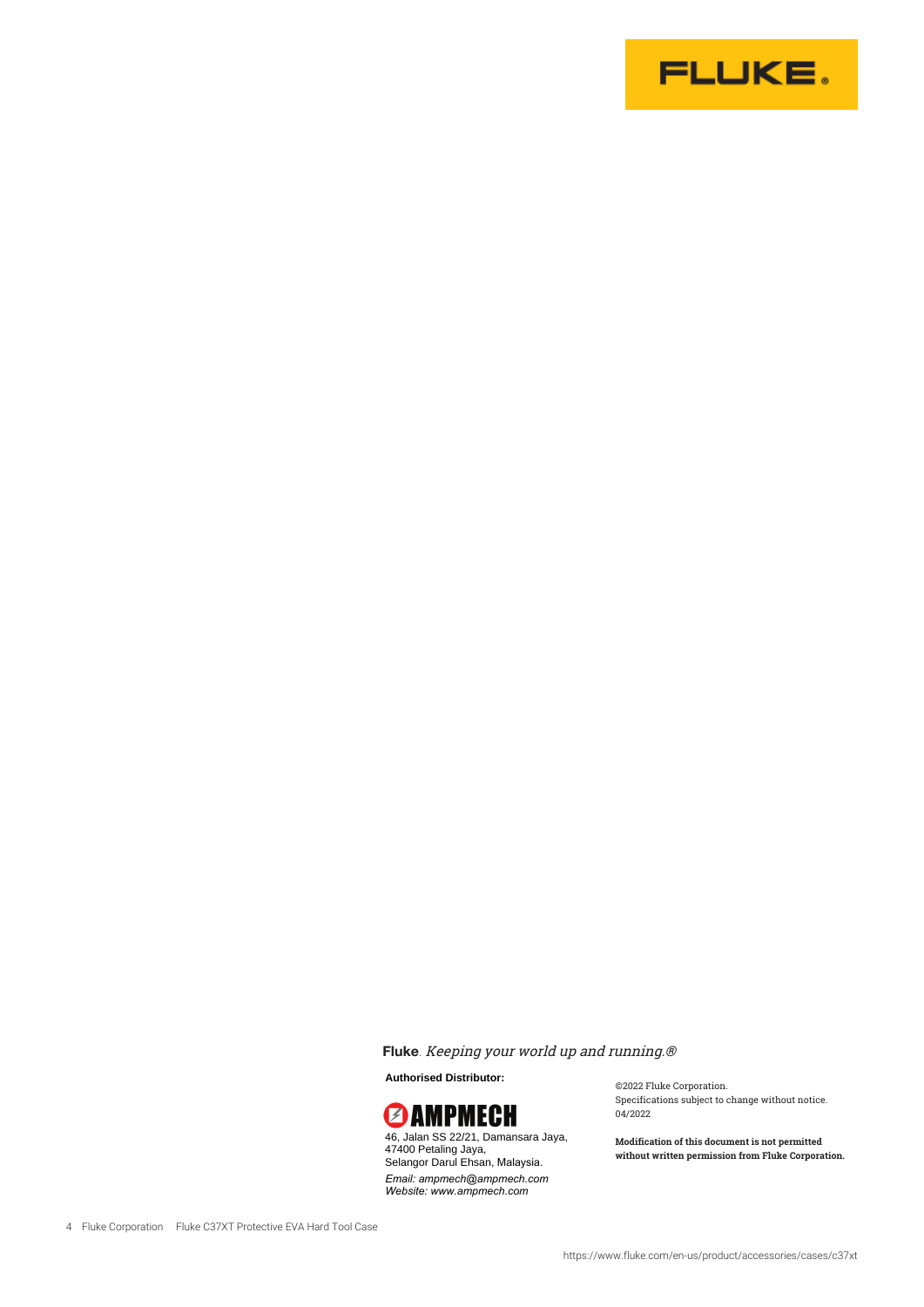**Fluke**. *Keeping your world up and running.®*

**Authorised Distributor:**

AMPMECH

46, Jalan SS 22/21, Damansara Jaya,
47400 Petaling Jaya,
Selangor Darul Ehsan, Malaysia.

*Email: ampmech@ampmech.com*
*Website: www.ampmech.com*

©2022 Fluke Corporation.
Specifications subject to change without notice.
04/2022

**Modification of this document is not permitted without written permission from Fluke Corporation.**

https://www.fluke.com/en-us/product/accessories/cases/c37xt